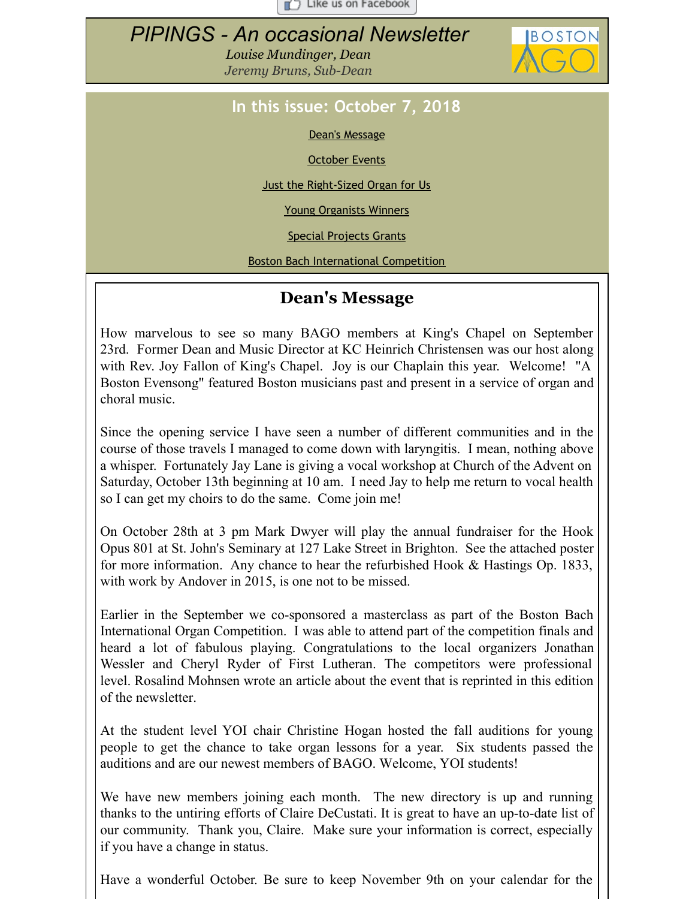Like us on Facebook

# *PIPINGS - An occasional Newsletter*

*Louise Mundinger, Dean*
*Jeremy Bruns, Sub-Dean*

BOSTON AGO

## In this issue: October 7, 2018

Dean's Message

October Events

Just the Right-Sized Organ for Us

Young Organists Winners

Special Projects Grants

Boston Bach International Competition

## Dean's Message

How marvelous to see so many BAGO members at King's Chapel on September 23rd. Former Dean and Music Director at KC Heinrich Christensen was our host along with Rev. Joy Fallon of King's Chapel. Joy is our Chaplain this year. Welcome! "A Boston Evensong" featured Boston musicians past and present in a service of organ and choral music.

Since the opening service I have seen a number of different communities and in the course of those travels I managed to come down with laryngitis. I mean, nothing above a whisper. Fortunately Jay Lane is giving a vocal workshop at Church of the Advent on Saturday, October 13th beginning at 10 am. I need Jay to help me return to vocal health so I can get my choirs to do the same. Come join me!

On October 28th at 3 pm Mark Dwyer will play the annual fundraiser for the Hook Opus 801 at St. John's Seminary at 127 Lake Street in Brighton. See the attached poster for more information. Any chance to hear the refurbished Hook & Hastings Op. 1833, with work by Andover in 2015, is one not to be missed.

Earlier in the September we co-sponsored a masterclass as part of the Boston Bach International Organ Competition. I was able to attend part of the competition finals and heard a lot of fabulous playing. Congratulations to the local organizers Jonathan Wessler and Cheryl Ryder of First Lutheran. The competitors were professional level. Rosalind Mohnsen wrote an article about the event that is reprinted in this edition of the newsletter.

At the student level YOI chair Christine Hogan hosted the fall auditions for young people to get the chance to take organ lessons for a year. Six students passed the auditions and are our newest members of BAGO. Welcome, YOI students!

We have new members joining each month. The new directory is up and running thanks to the untiring efforts of Claire DeCustati. It is great to have an up-to-date list of our community. Thank you, Claire. Make sure your information is correct, especially if you have a change in status.

Have a wonderful October. Be sure to keep November 9th on your calendar for the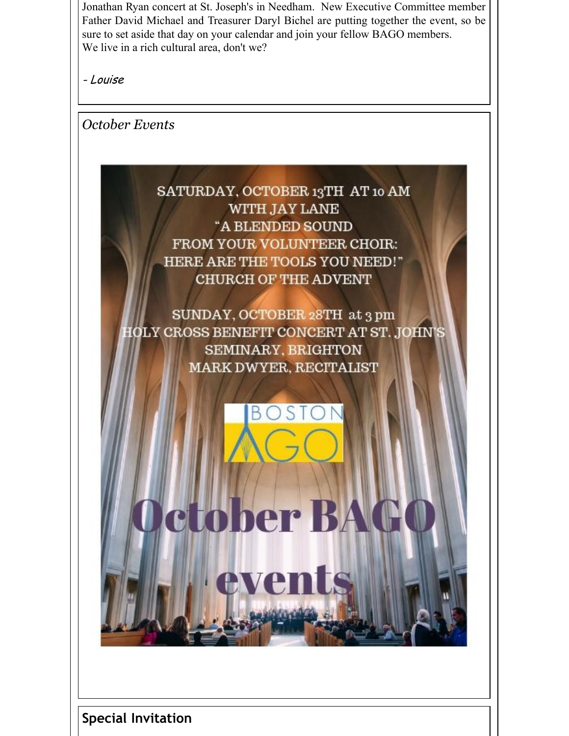Jonathan Ryan concert at St. Joseph's in Needham. New Executive Committee member Father David Michael and Treasurer Daryl Bichel are putting together the event, so be sure to set aside that day on your calendar and join your fellow BAGO members.
We live in a rich cultural area, don't we?

*- Louise*

*October Events*

SATURDAY, OCTOBER 13TH AT 10 AM
WITH JAY LANE
"A BLENDED SOUND
FROM YOUR VOLUNTEER CHOIR:
HERE ARE THE TOOLS YOU NEED!"
CHURCH OF THE ADVENT

SUNDAY, OCTOBER 28TH at 3 pm
HOLY CROSS BENEFIT CONCERT AT ST. JOHN'S
SEMINARY, BRIGHTON
MARK DWYER, RECITALIST

BOSTON AGO

October BAGO events

**Special Invitation**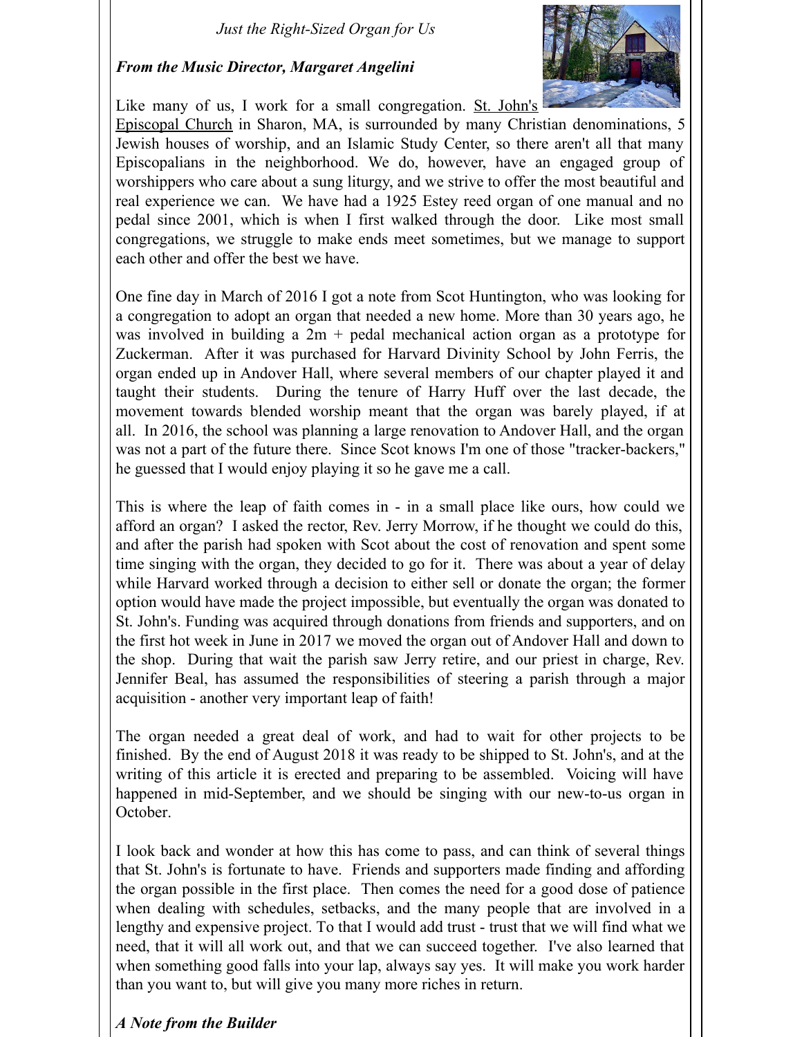*Just the Right-Sized Organ for Us*

***From the Music Director, Margaret Angelini***

Like many of us, I work for a small congregation. St. John's Episcopal Church in Sharon, MA, is surrounded by many Christian denominations, 5 Jewish houses of worship, and an Islamic Study Center, so there aren't all that many Episcopalians in the neighborhood. We do, however, have an engaged group of worshippers who care about a sung liturgy, and we strive to offer the most beautiful and real experience we can. We have had a 1925 Estey reed organ of one manual and no pedal since 2001, which is when I first walked through the door. Like most small congregations, we struggle to make ends meet sometimes, but we manage to support each other and offer the best we have.

One fine day in March of 2016 I got a note from Scot Huntington, who was looking for a congregation to adopt an organ that needed a new home. More than 30 years ago, he was involved in building a 2m + pedal mechanical action organ as a prototype for Zuckerman. After it was purchased for Harvard Divinity School by John Ferris, the organ ended up in Andover Hall, where several members of our chapter played it and taught their students. During the tenure of Harry Huff over the last decade, the movement towards blended worship meant that the organ was barely played, if at all. In 2016, the school was planning a large renovation to Andover Hall, and the organ was not a part of the future there. Since Scot knows I'm one of those "tracker-backers," he guessed that I would enjoy playing it so he gave me a call.

This is where the leap of faith comes in - in a small place like ours, how could we afford an organ? I asked the rector, Rev. Jerry Morrow, if he thought we could do this, and after the parish had spoken with Scot about the cost of renovation and spent some time singing with the organ, they decided to go for it. There was about a year of delay while Harvard worked through a decision to either sell or donate the organ; the former option would have made the project impossible, but eventually the organ was donated to St. John's. Funding was acquired through donations from friends and supporters, and on the first hot week in June in 2017 we moved the organ out of Andover Hall and down to the shop. During that wait the parish saw Jerry retire, and our priest in charge, Rev. Jennifer Beal, has assumed the responsibilities of steering a parish through a major acquisition - another very important leap of faith!

The organ needed a great deal of work, and had to wait for other projects to be finished. By the end of August 2018 it was ready to be shipped to St. John's, and at the writing of this article it is erected and preparing to be assembled. Voicing will have happened in mid-September, and we should be singing with our new-to-us organ in October.

I look back and wonder at how this has come to pass, and can think of several things that St. John's is fortunate to have. Friends and supporters made finding and affording the organ possible in the first place. Then comes the need for a good dose of patience when dealing with schedules, setbacks, and the many people that are involved in a lengthy and expensive project. To that I would add trust - trust that we will find what we need, that it will all work out, and that we can succeed together. I've also learned that when something good falls into your lap, always say yes. It will make you work harder than you want to, but will give you many more riches in return.

***A Note from the Builder***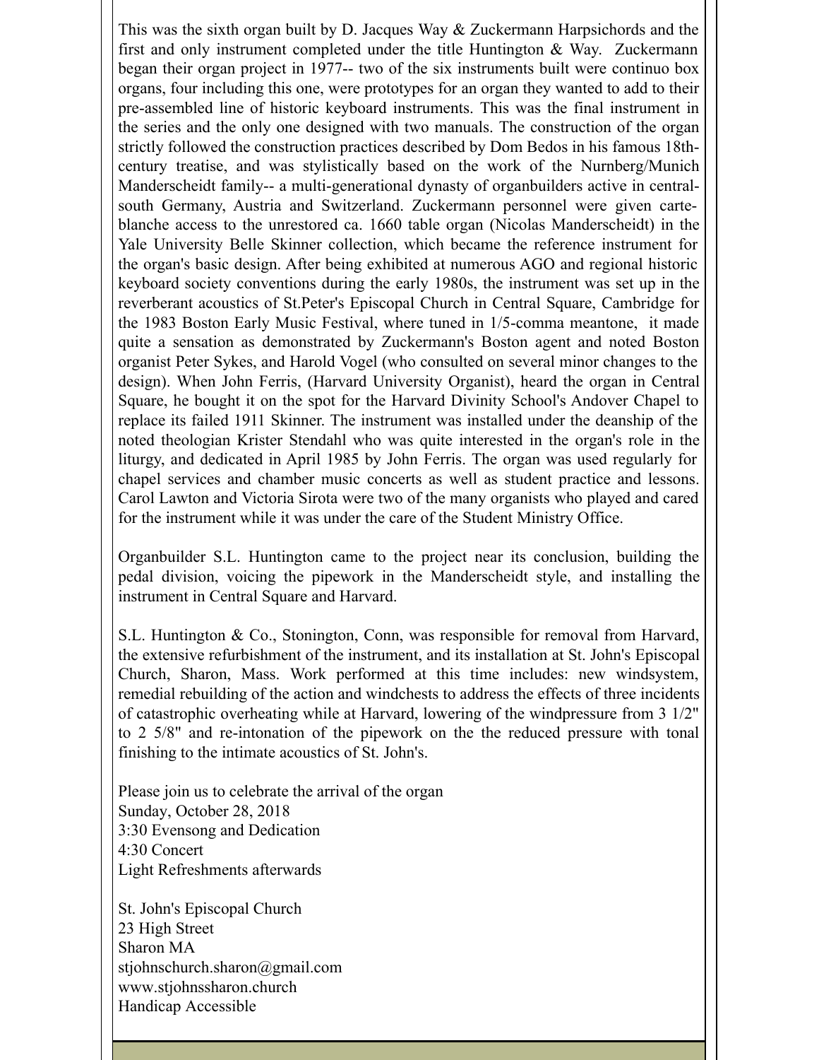This was the sixth organ built by D. Jacques Way & Zuckermann Harpsichords and the first and only instrument completed under the title Huntington & Way. Zuckermann began their organ project in 1977-- two of the six instruments built were continuo box organs, four including this one, were prototypes for an organ they wanted to add to their pre-assembled line of historic keyboard instruments. This was the final instrument in the series and the only one designed with two manuals. The construction of the organ strictly followed the construction practices described by Dom Bedos in his famous 18th-century treatise, and was stylistically based on the work of the Nurnberg/Munich Manderscheidt family-- a multi-generational dynasty of organbuilders active in central-south Germany, Austria and Switzerland. Zuckermann personnel were given carte-blanche access to the unrestored ca. 1660 table organ (Nicolas Manderscheidt) in the Yale University Belle Skinner collection, which became the reference instrument for the organ's basic design. After being exhibited at numerous AGO and regional historic keyboard society conventions during the early 1980s, the instrument was set up in the reverberant acoustics of St.Peter's Episcopal Church in Central Square, Cambridge for the 1983 Boston Early Music Festival, where tuned in 1/5-comma meantone, it made quite a sensation as demonstrated by Zuckermann's Boston agent and noted Boston organist Peter Sykes, and Harold Vogel (who consulted on several minor changes to the design). When John Ferris, (Harvard University Organist), heard the organ in Central Square, he bought it on the spot for the Harvard Divinity School's Andover Chapel to replace its failed 1911 Skinner. The instrument was installed under the deanship of the noted theologian Krister Stendahl who was quite interested in the organ's role in the liturgy, and dedicated in April 1985 by John Ferris. The organ was used regularly for chapel services and chamber music concerts as well as student practice and lessons. Carol Lawton and Victoria Sirota were two of the many organists who played and cared for the instrument while it was under the care of the Student Ministry Office.

Organbuilder S.L. Huntington came to the project near its conclusion, building the pedal division, voicing the pipework in the Manderscheidt style, and installing the instrument in Central Square and Harvard.

S.L. Huntington & Co., Stonington, Conn, was responsible for removal from Harvard, the extensive refurbishment of the instrument, and its installation at St. John's Episcopal Church, Sharon, Mass. Work performed at this time includes: new windsystem, remedial rebuilding of the action and windchests to address the effects of three incidents of catastrophic overheating while at Harvard, lowering of the windpressure from 3 1/2" to 2 5/8" and re-intonation of the pipework on the the reduced pressure with tonal finishing to the intimate acoustics of St. John's.

Please join us to celebrate the arrival of the organ  
Sunday, October 28, 2018  
3:30 Evensong and Dedication  
4:30 Concert  
Light Refreshments afterwards

St. John's Episcopal Church  
23 High Street  
Sharon MA  
stjohnschurch.sharon@gmail.com  
www.stjohnssharon.church  
Handicap Accessible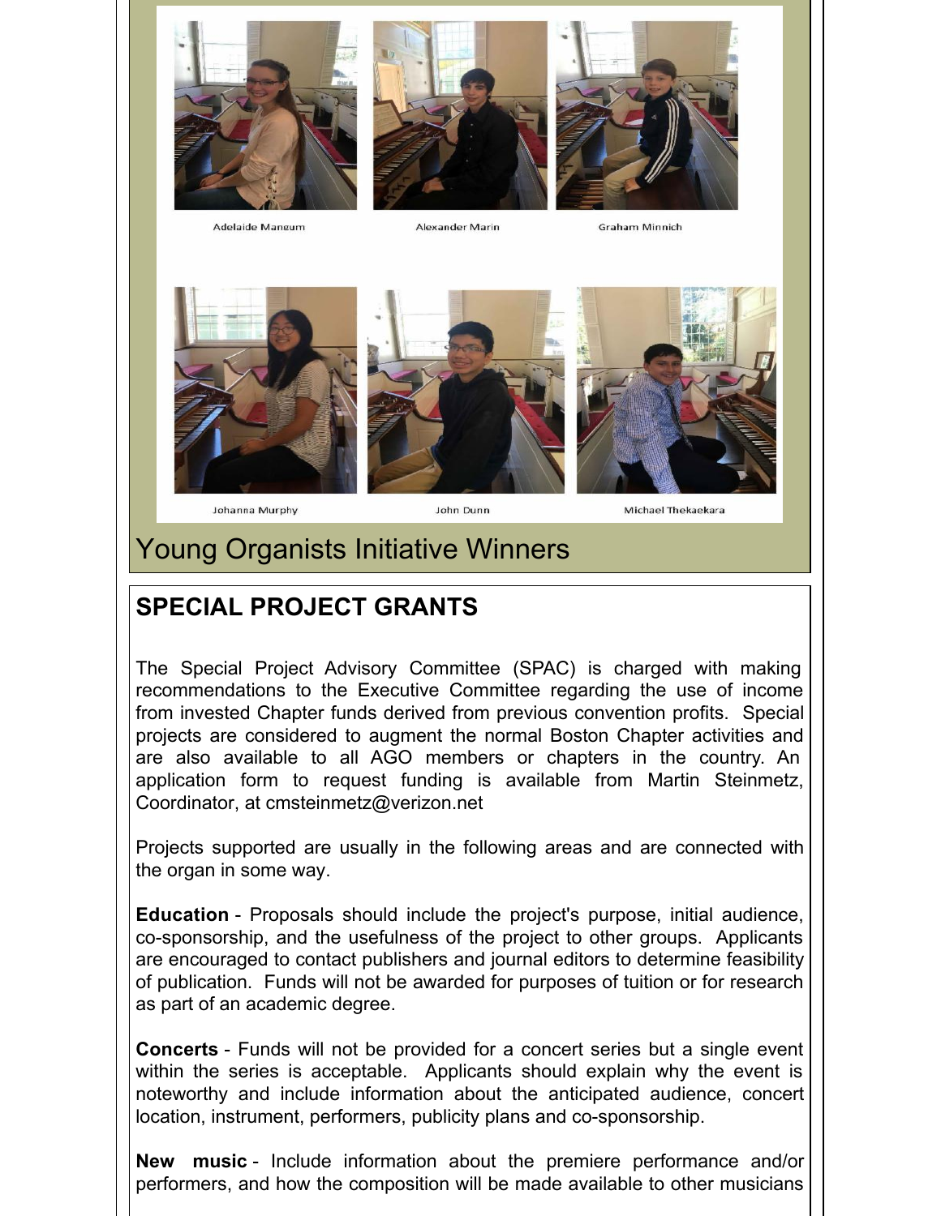Adelaide Mangum

Alexander Marin

Graham Minnich

Johanna Murphy

John Dunn

Michael Thekaekara

Young Organists Initiative Winners

## SPECIAL PROJECT GRANTS

The Special Project Advisory Committee (SPAC) is charged with making recommendations to the Executive Committee regarding the use of income from invested Chapter funds derived from previous convention profits. Special projects are considered to augment the normal Boston Chapter activities and are also available to all AGO members or chapters in the country. An application form to request funding is available from Martin Steinmetz, Coordinator, at cmsteinmetz@verizon.net

Projects supported are usually in the following areas and are connected with the organ in some way.

**Education** - Proposals should include the project's purpose, initial audience, co-sponsorship, and the usefulness of the project to other groups. Applicants are encouraged to contact publishers and journal editors to determine feasibility of publication. Funds will not be awarded for purposes of tuition or for research as part of an academic degree.

**Concerts** - Funds will not be provided for a concert series but a single event within the series is acceptable. Applicants should explain why the event is noteworthy and include information about the anticipated audience, concert location, instrument, performers, publicity plans and co-sponsorship.

**New music** - Include information about the premiere performance and/or performers, and how the composition will be made available to other musicians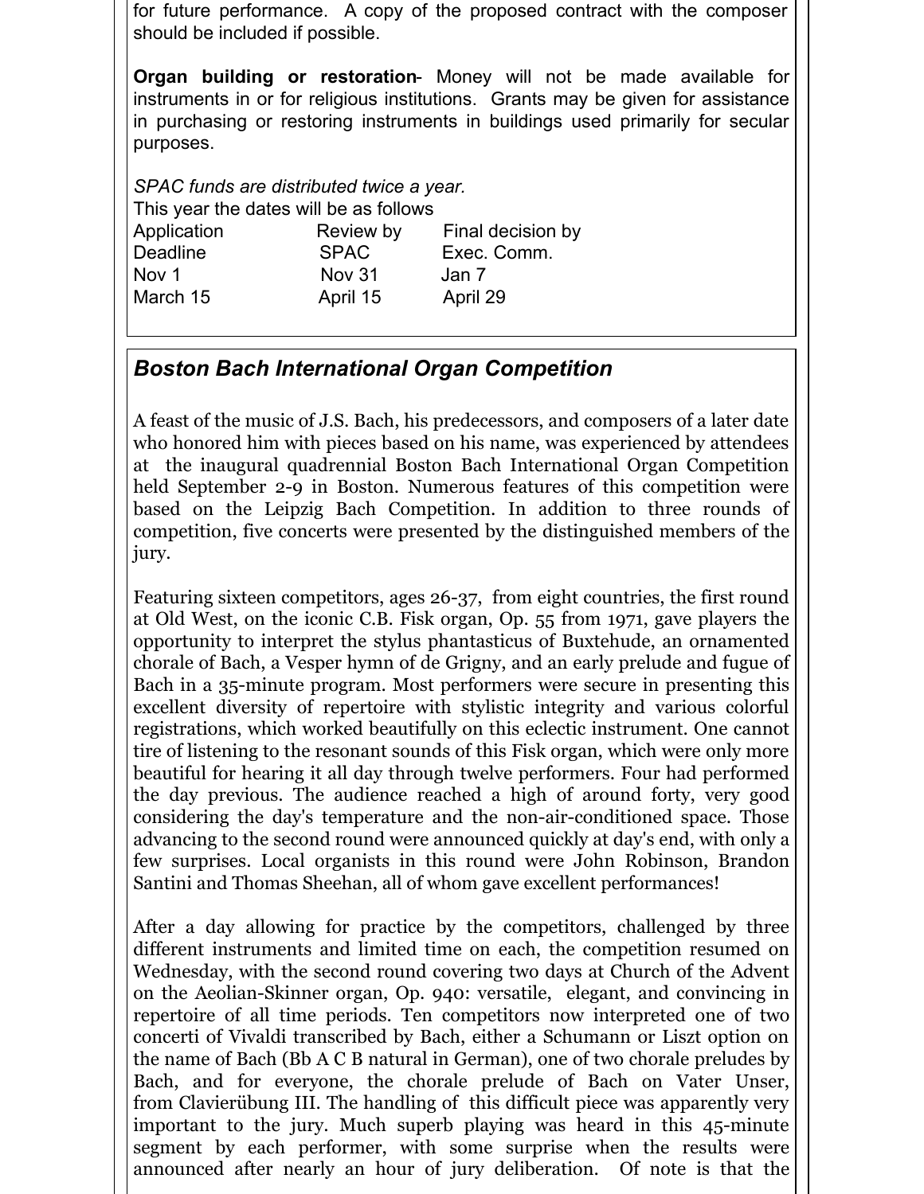for future performance. A copy of the proposed contract with the composer should be included if possible.

**Organ building or restoration**- Money will not be made available for instruments in or for religious institutions. Grants may be given for assistance in purchasing or restoring instruments in buildings used primarily for secular purposes.

*SPAC funds are distributed twice a year.*

This year the dates will be as follows

| Application Deadline | Review by SPAC | Final decision by Exec. Comm. |
|---|---|---|
| Nov 1 | Nov 31 | Jan 7 |
| March 15 | April 15 | April 29 |

## *Boston Bach International Organ Competition*

A feast of the music of J.S. Bach, his predecessors, and composers of a later date who honored him with pieces based on his name, was experienced by attendees at the inaugural quadrennial Boston Bach International Organ Competition held September 2-9 in Boston. Numerous features of this competition were based on the Leipzig Bach Competition. In addition to three rounds of competition, five concerts were presented by the distinguished members of the jury.

Featuring sixteen competitors, ages 26-37, from eight countries, the first round at Old West, on the iconic C.B. Fisk organ, Op. 55 from 1971, gave players the opportunity to interpret the stylus phantasticus of Buxtehude, an ornamented chorale of Bach, a Vesper hymn of de Grigny, and an early prelude and fugue of Bach in a 35-minute program. Most performers were secure in presenting this excellent diversity of repertoire with stylistic integrity and various colorful registrations, which worked beautifully on this eclectic instrument. One cannot tire of listening to the resonant sounds of this Fisk organ, which were only more beautiful for hearing it all day through twelve performers. Four had performed the day previous. The audience reached a high of around forty, very good considering the day's temperature and the non-air-conditioned space. Those advancing to the second round were announced quickly at day's end, with only a few surprises. Local organists in this round were John Robinson, Brandon Santini and Thomas Sheehan, all of whom gave excellent performances!

After a day allowing for practice by the competitors, challenged by three different instruments and limited time on each, the competition resumed on Wednesday, with the second round covering two days at Church of the Advent on the Aeolian-Skinner organ, Op. 940: versatile, elegant, and convincing in repertoire of all time periods. Ten competitors now interpreted one of two concerti of Vivaldi transcribed by Bach, either a Schumann or Liszt option on the name of Bach (Bb A C B natural in German), one of two chorale preludes by Bach, and for everyone, the chorale prelude of Bach on Vater Unser, from Clavierübung III. The handling of this difficult piece was apparently very important to the jury. Much superb playing was heard in this 45-minute segment by each performer, with some surprise when the results were announced after nearly an hour of jury deliberation. Of note is that the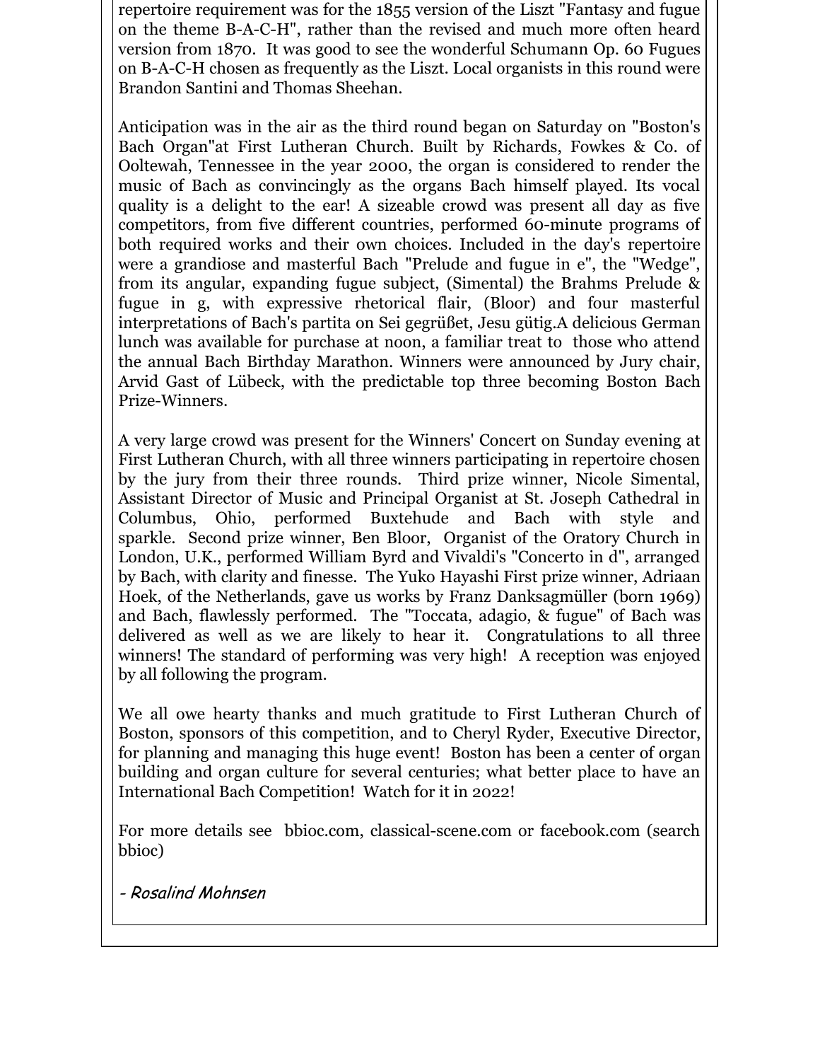repertoire requirement was for the 1855 version of the Liszt "Fantasy and fugue on the theme B-A-C-H", rather than the revised and much more often heard version from 1870. It was good to see the wonderful Schumann Op. 60 Fugues on B-A-C-H chosen as frequently as the Liszt. Local organists in this round were Brandon Santini and Thomas Sheehan.

Anticipation was in the air as the third round began on Saturday on "Boston's Bach Organ"at First Lutheran Church. Built by Richards, Fowkes & Co. of Ooltewah, Tennessee in the year 2000, the organ is considered to render the music of Bach as convincingly as the organs Bach himself played. Its vocal quality is a delight to the ear! A sizeable crowd was present all day as five competitors, from five different countries, performed 60-minute programs of both required works and their own choices. Included in the day's repertoire were a grandiose and masterful Bach "Prelude and fugue in e", the "Wedge", from its angular, expanding fugue subject, (Simental) the Brahms Prelude & fugue in g, with expressive rhetorical flair, (Bloor) and four masterful interpretations of Bach's partita on Sei gegrüßet, Jesu gütig.A delicious German lunch was available for purchase at noon, a familiar treat to those who attend the annual Bach Birthday Marathon. Winners were announced by Jury chair, Arvid Gast of Lübeck, with the predictable top three becoming Boston Bach Prize-Winners.

A very large crowd was present for the Winners' Concert on Sunday evening at First Lutheran Church, with all three winners participating in repertoire chosen by the jury from their three rounds. Third prize winner, Nicole Simental, Assistant Director of Music and Principal Organist at St. Joseph Cathedral in Columbus, Ohio, performed Buxtehude and Bach with style and sparkle. Second prize winner, Ben Bloor, Organist of the Oratory Church in London, U.K., performed William Byrd and Vivaldi's "Concerto in d", arranged by Bach, with clarity and finesse. The Yuko Hayashi First prize winner, Adriaan Hoek, of the Netherlands, gave us works by Franz Danksagmüller (born 1969) and Bach, flawlessly performed. The "Toccata, adagio, & fugue" of Bach was delivered as well as we are likely to hear it. Congratulations to all three winners! The standard of performing was very high! A reception was enjoyed by all following the program.

We all owe hearty thanks and much gratitude to First Lutheran Church of Boston, sponsors of this competition, and to Cheryl Ryder, Executive Director, for planning and managing this huge event! Boston has been a center of organ building and organ culture for several centuries; what better place to have an International Bach Competition! Watch for it in 2022!

For more details see bbioc.com, classical-scene.com or facebook.com (search bbioc)

*- Rosalind Mohnsen*